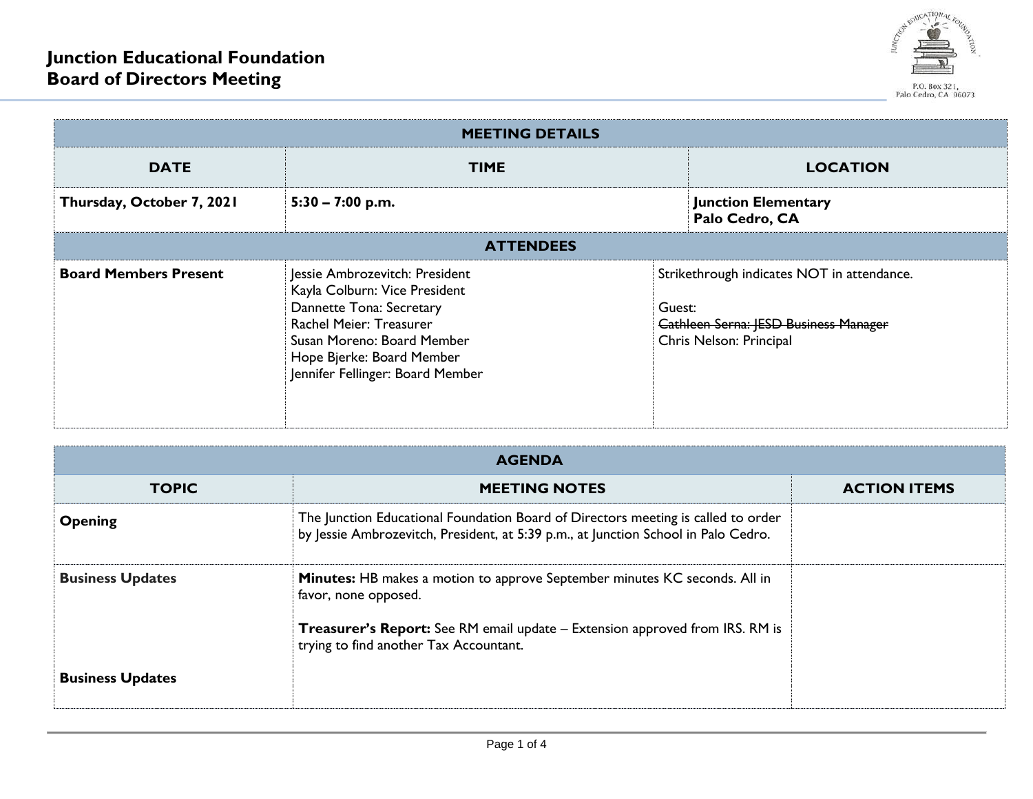# Junction Educational Foundation
## Board of Directors Meeting

P.O. Box 321,
Palo Cedro, CA 96073

| MEETING DETAILS | | |
|---|---|---|
| **DATE** | **TIME** | **LOCATION** |
| **Thursday, October 7, 2021** | **5:30 – 7:00 p.m.** | **Junction Elementary**<br>**Palo Cedro, CA** |

| ATTENDEES | | |
|---|---|---|
| **Board Members Present** | Jessie Ambrozevitch: President<br>Kayla Colburn: Vice President<br>Dannette Tona: Secretary<br>Rachel Meier: Treasurer<br>Susan Moreno: Board Member<br>Hope Bjerke: Board Member<br>Jennifer Fellinger: Board Member | Strikethrough indicates NOT in attendance.<br><br>Guest:<br>~~Cathleen Serna: JESD Business Manager~~<br>Chris Nelson: Principal |

| AGENDA | | |
|---|---|---|
| **TOPIC** | **MEETING NOTES** | **ACTION ITEMS** |
| **Opening** | The Junction Educational Foundation Board of Directors meeting is called to order by Jessie Ambrozevitch, President, at 5:39 p.m., at Junction School in Palo Cedro. | |
| **Business Updates** | **Minutes:** HB makes a motion to approve September minutes KC seconds. All in favor, none opposed.<br><br>**Treasurer's Report:** See RM email update – Extension approved from IRS. RM is trying to find another Tax Accountant. | |
| **Business Updates** | | |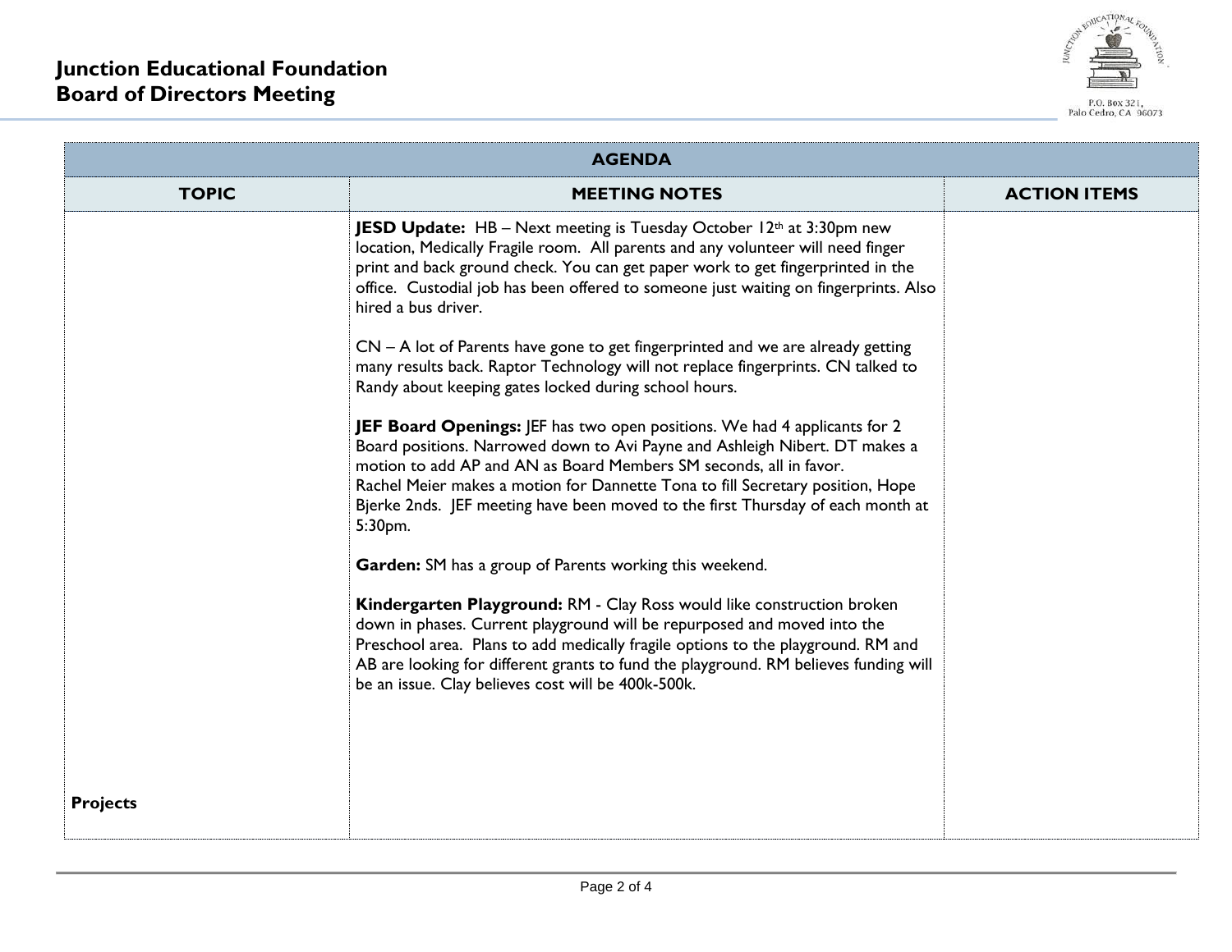# Junction Educational Foundation
# Board of Directors Meeting

P.O. Box 321, Palo Cedro, CA 96073

| AGENDA | | |
|---|---|---|
| **TOPIC** | **MEETING NOTES** | **ACTION ITEMS** |
| **Projects** | **JESD Update:** HB – Next meeting is Tuesday October 12th at 3:30pm new location, Medically Fragile room. All parents and any volunteer will need finger print and back ground check. You can get paper work to get fingerprinted in the office. Custodial job has been offered to someone just waiting on fingerprints. Also hired a bus driver.<br><br>CN – A lot of Parents have gone to get fingerprinted and we are already getting many results back. Raptor Technology will not replace fingerprints. CN talked to Randy about keeping gates locked during school hours.<br><br>**JEF Board Openings:** JEF has two open positions. We had 4 applicants for 2 Board positions. Narrowed down to Avi Payne and Ashleigh Nibert. DT makes a motion to add AP and AN as Board Members SM seconds, all in favor.<br>Rachel Meier makes a motion for Dannette Tona to fill Secretary position, Hope Bjerke 2nds. JEF meeting have been moved to the first Thursday of each month at 5:30pm.<br><br>**Garden:** SM has a group of Parents working this weekend.<br><br>**Kindergarten Playground:** RM - Clay Ross would like construction broken down in phases. Current playground will be repurposed and moved into the Preschool area. Plans to add medically fragile options to the playground. RM and AB are looking for different grants to fund the playground. RM believes funding will be an issue. Clay believes cost will be 400k-500k. | |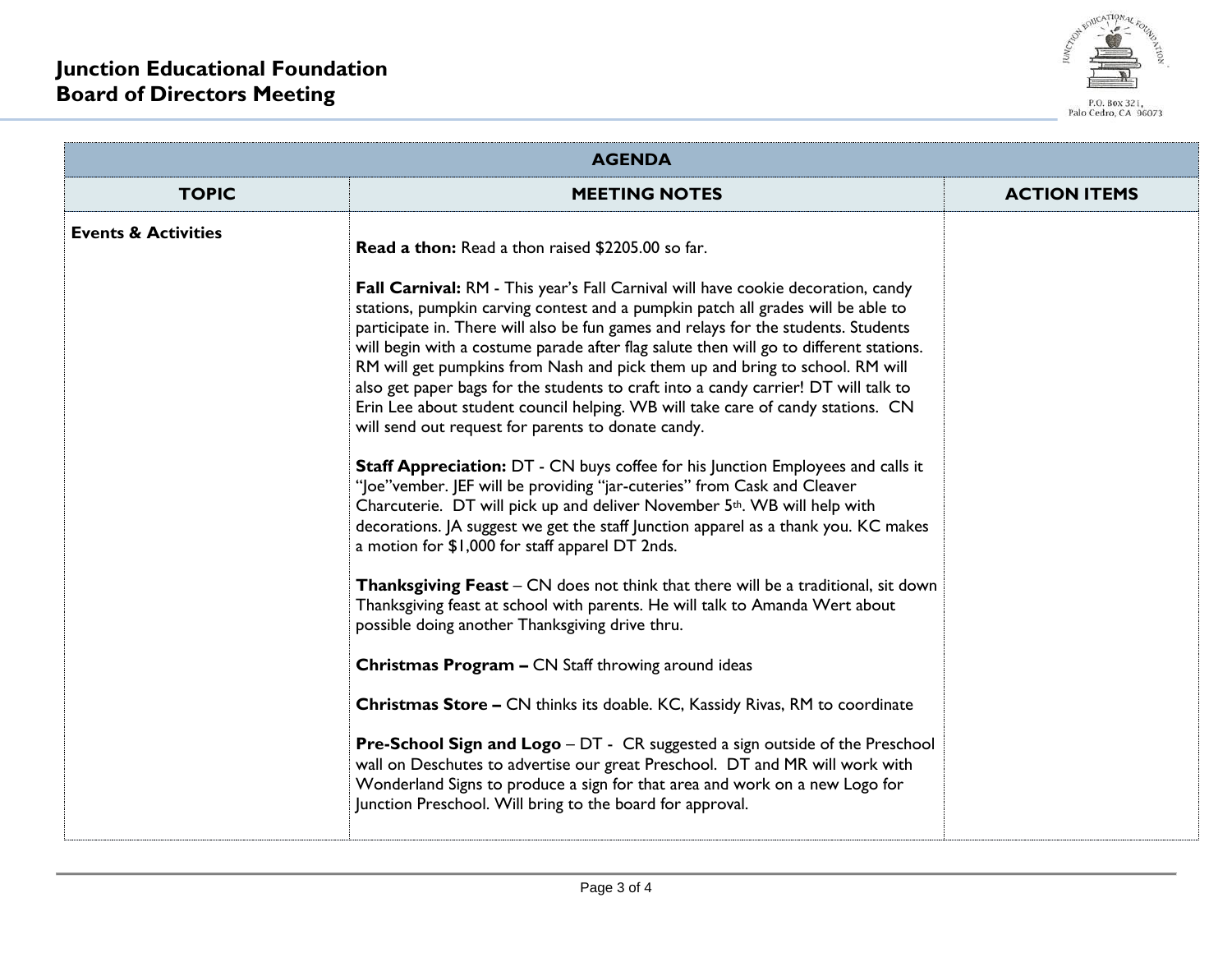# Junction Educational Foundation
## Board of Directors Meeting

P.O. Box 321, Palo Cedro, CA 96073

| AGENDA | | |
|---|---|---|
| **TOPIC** | **MEETING NOTES** | **ACTION ITEMS** |
| **Events & Activities** | **Read a thon:** Read a thon raised $2205.00 so far.<br><br>**Fall Carnival:** RM - This year's Fall Carnival will have cookie decoration, candy stations, pumpkin carving contest and a pumpkin patch all grades will be able to participate in. There will also be fun games and relays for the students. Students will begin with a costume parade after flag salute then will go to different stations. RM will get pumpkins from Nash and pick them up and bring to school. RM will also get paper bags for the students to craft into a candy carrier! DT will talk to Erin Lee about student council helping. WB will take care of candy stations. CN will send out request for parents to donate candy.<br><br>**Staff Appreciation:** DT - CN buys coffee for his Junction Employees and calls it "Joe"vember. JEF will be providing "jar-cuteries" from Cask and Cleaver Charcuterie. DT will pick up and deliver November 5th. WB will help with decorations. JA suggest we get the staff Junction apparel as a thank you. KC makes a motion for $1,000 for staff apparel DT 2nds.<br><br>**Thanksgiving Feast** – CN does not think that there will be a traditional, sit down Thanksgiving feast at school with parents. He will talk to Amanda Wert about possible doing another Thanksgiving drive thru.<br><br>**Christmas Program –** CN Staff throwing around ideas<br><br>**Christmas Store –** CN thinks its doable. KC, Kassidy Rivas, RM to coordinate<br><br>**Pre-School Sign and Logo** – DT - CR suggested a sign outside of the Preschool wall on Deschutes to advertise our great Preschool. DT and MR will work with Wonderland Signs to produce a sign for that area and work on a new Logo for Junction Preschool. Will bring to the board for approval. | |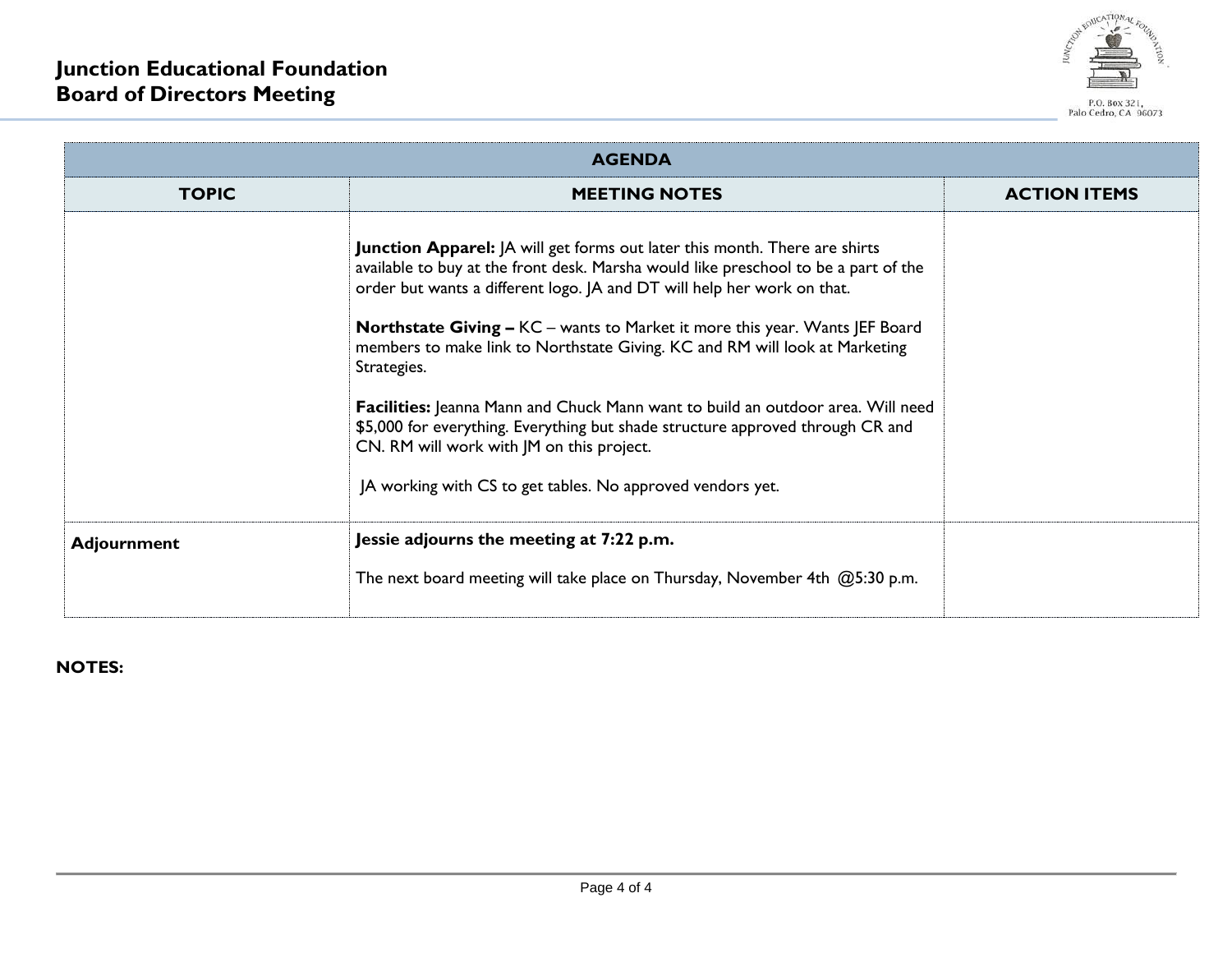## Junction Educational Foundation
## Board of Directors Meeting

P.O. Box 321,
Palo Cedro, CA 96073

| AGENDA | | |
|---|---|---|
| **TOPIC** | **MEETING NOTES** | **ACTION ITEMS** |
| | **Junction Apparel:** JA will get forms out later this month. There are shirts available to buy at the front desk. Marsha would like preschool to be a part of the order but wants a different logo. JA and DT will help her work on that.<br><br>**Northstate Giving –** KC – wants to Market it more this year. Wants JEF Board members to make link to Northstate Giving. KC and RM will look at Marketing Strategies.<br><br>**Facilities:** Jeanna Mann and Chuck Mann want to build an outdoor area. Will need $5,000 for everything. Everything but shade structure approved through CR and CN. RM will work with JM on this project.<br><br>JA working with CS to get tables. No approved vendors yet. | |
| **Adjournment** | **Jessie adjourns the meeting at 7:22 p.m.**<br><br>The next board meeting will take place on Thursday, November 4th @5:30 p.m. | |

**NOTES:**